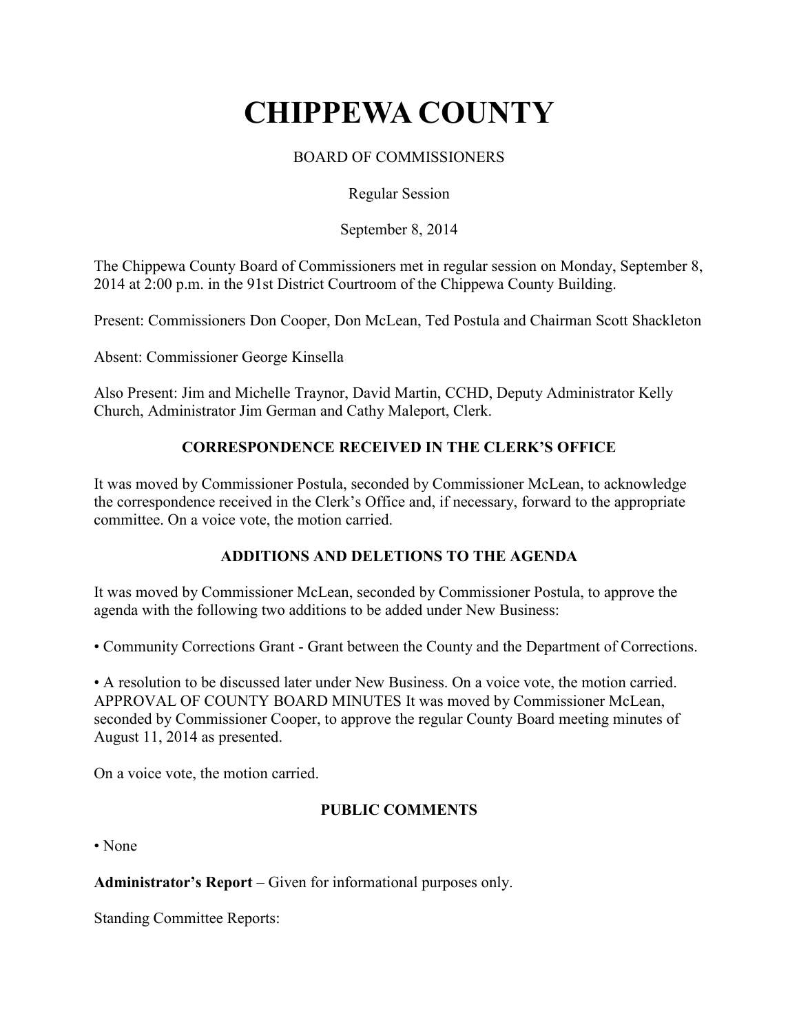# CHIPPEWA COUNTY

BOARD OF COMMISSIONERS

Regular Session

September 8, 2014

The Chippewa County Board of Commissioners met in regular session on Monday, September 8, 2014 at 2:00 p.m. in the 91st District Courtroom of the Chippewa County Building.

Present: Commissioners Don Cooper, Don McLean, Ted Postula and Chairman Scott Shackleton

Absent: Commissioner George Kinsella

Also Present: Jim and Michelle Traynor, David Martin, CCHD, Deputy Administrator Kelly Church, Administrator Jim German and Cathy Maleport, Clerk.

## CORRESPONDENCE RECEIVED IN THE CLERK'S OFFICE

It was moved by Commissioner Postula, seconded by Commissioner McLean, to acknowledge the correspondence received in the Clerk's Office and, if necessary, forward to the appropriate committee. On a voice vote, the motion carried.

## ADDITIONS AND DELETIONS TO THE AGENDA

It was moved by Commissioner McLean, seconded by Commissioner Postula, to approve the agenda with the following two additions to be added under New Business:

• Community Corrections Grant - Grant between the County and the Department of Corrections.

• A resolution to be discussed later under New Business. On a voice vote, the motion carried. APPROVAL OF COUNTY BOARD MINUTES It was moved by Commissioner McLean, seconded by Commissioner Cooper, to approve the regular County Board meeting minutes of August 11, 2014 as presented.

On a voice vote, the motion carried.

## PUBLIC COMMENTS

• None

**Administrator's Report** – Given for informational purposes only.

Standing Committee Reports: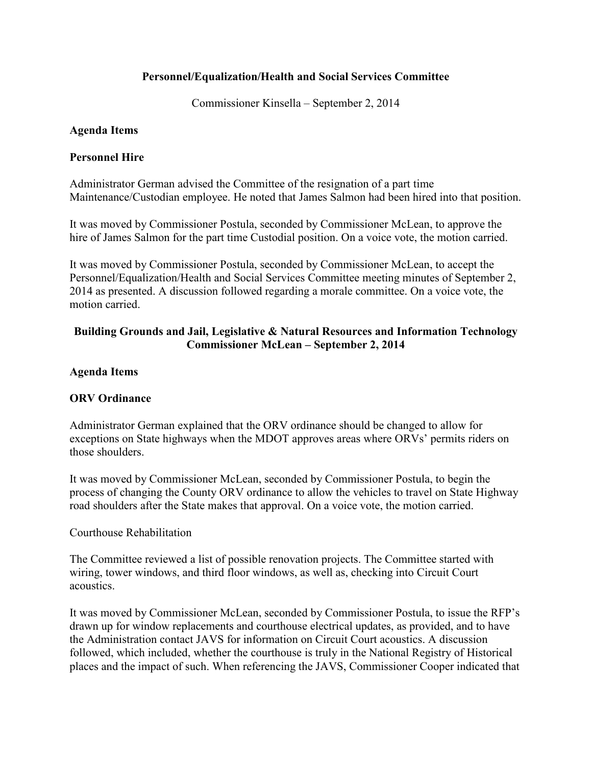**Personnel/Equalization/Health and Social Services Committee**

Commissioner Kinsella – September 2, 2014

**Agenda Items**

**Personnel Hire**

Administrator German advised the Committee of the resignation of a part time Maintenance/Custodian employee. He noted that James Salmon had been hired into that position.

It was moved by Commissioner Postula, seconded by Commissioner McLean, to approve the hire of James Salmon for the part time Custodial position. On a voice vote, the motion carried.

It was moved by Commissioner Postula, seconded by Commissioner McLean, to accept the Personnel/Equalization/Health and Social Services Committee meeting minutes of September 2, 2014 as presented. A discussion followed regarding a morale committee. On a voice vote, the motion carried.

**Building Grounds and Jail, Legislative & Natural Resources and Information Technology Commissioner McLean – September 2, 2014**

**Agenda Items**

**ORV Ordinance**

Administrator German explained that the ORV ordinance should be changed to allow for exceptions on State highways when the MDOT approves areas where ORVs' permits riders on those shoulders.

It was moved by Commissioner McLean, seconded by Commissioner Postula, to begin the process of changing the County ORV ordinance to allow the vehicles to travel on State Highway road shoulders after the State makes that approval. On a voice vote, the motion carried.

Courthouse Rehabilitation

The Committee reviewed a list of possible renovation projects. The Committee started with wiring, tower windows, and third floor windows, as well as, checking into Circuit Court acoustics.

It was moved by Commissioner McLean, seconded by Commissioner Postula, to issue the RFP's drawn up for window replacements and courthouse electrical updates, as provided, and to have the Administration contact JAVS for information on Circuit Court acoustics. A discussion followed, which included, whether the courthouse is truly in the National Registry of Historical places and the impact of such. When referencing the JAVS, Commissioner Cooper indicated that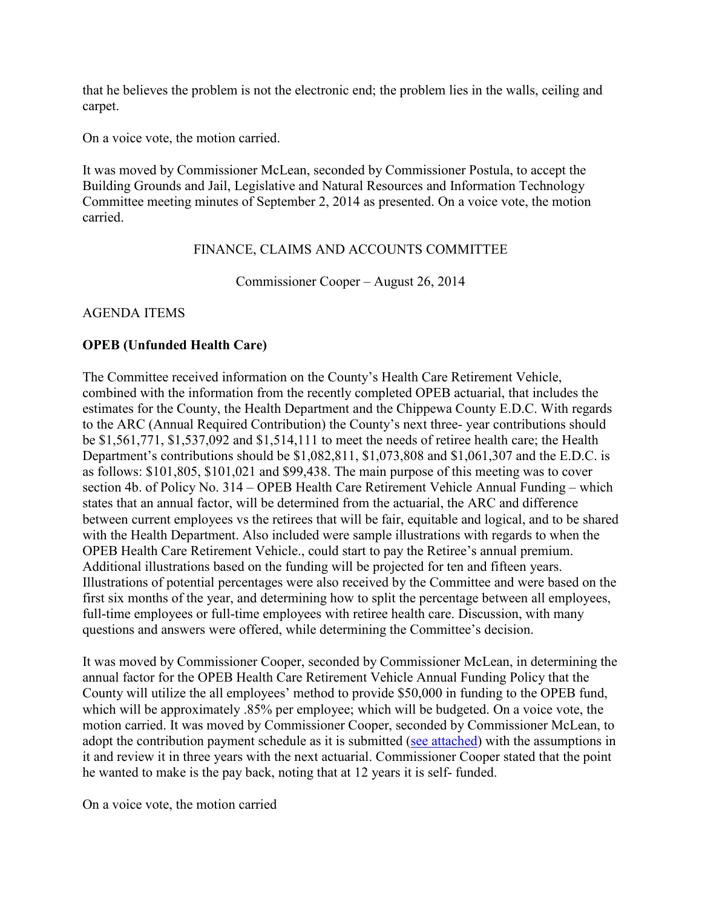that he believes the problem is not the electronic end; the problem lies in the walls, ceiling and carpet.

On a voice vote, the motion carried.

It was moved by Commissioner McLean, seconded by Commissioner Postula, to accept the Building Grounds and Jail, Legislative and Natural Resources and Information Technology Committee meeting minutes of September 2, 2014 as presented. On a voice vote, the motion carried.

FINANCE, CLAIMS AND ACCOUNTS COMMITTEE

Commissioner Cooper – August 26, 2014

AGENDA ITEMS

**OPEB (Unfunded Health Care)**

The Committee received information on the County's Health Care Retirement Vehicle, combined with the information from the recently completed OPEB actuarial, that includes the estimates for the County, the Health Department and the Chippewa County E.D.C. With regards to the ARC (Annual Required Contribution) the County's next three- year contributions should be $1,561,771, $1,537,092 and $1,514,111 to meet the needs of retiree health care; the Health Department's contributions should be $1,082,811, $1,073,808 and $1,061,307 and the E.D.C. is as follows: $101,805, $101,021 and $99,438. The main purpose of this meeting was to cover section 4b. of Policy No. 314 – OPEB Health Care Retirement Vehicle Annual Funding – which states that an annual factor, will be determined from the actuarial, the ARC and difference between current employees vs the retirees that will be fair, equitable and logical, and to be shared with the Health Department. Also included were sample illustrations with regards to when the OPEB Health Care Retirement Vehicle., could start to pay the Retiree's annual premium. Additional illustrations based on the funding will be projected for ten and fifteen years. Illustrations of potential percentages were also received by the Committee and were based on the first six months of the year, and determining how to split the percentage between all employees, full-time employees or full-time employees with retiree health care. Discussion, with many questions and answers were offered, while determining the Committee's decision.

It was moved by Commissioner Cooper, seconded by Commissioner McLean, in determining the annual factor for the OPEB Health Care Retirement Vehicle Annual Funding Policy that the County will utilize the all employees' method to provide $50,000 in funding to the OPEB fund, which will be approximately .85% per employee; which will be budgeted. On a voice vote, the motion carried. It was moved by Commissioner Cooper, seconded by Commissioner McLean, to adopt the contribution payment schedule as it is submitted (see attached) with the assumptions in it and review it in three years with the next actuarial. Commissioner Cooper stated that the point he wanted to make is the pay back, noting that at 12 years it is self- funded.

On a voice vote, the motion carried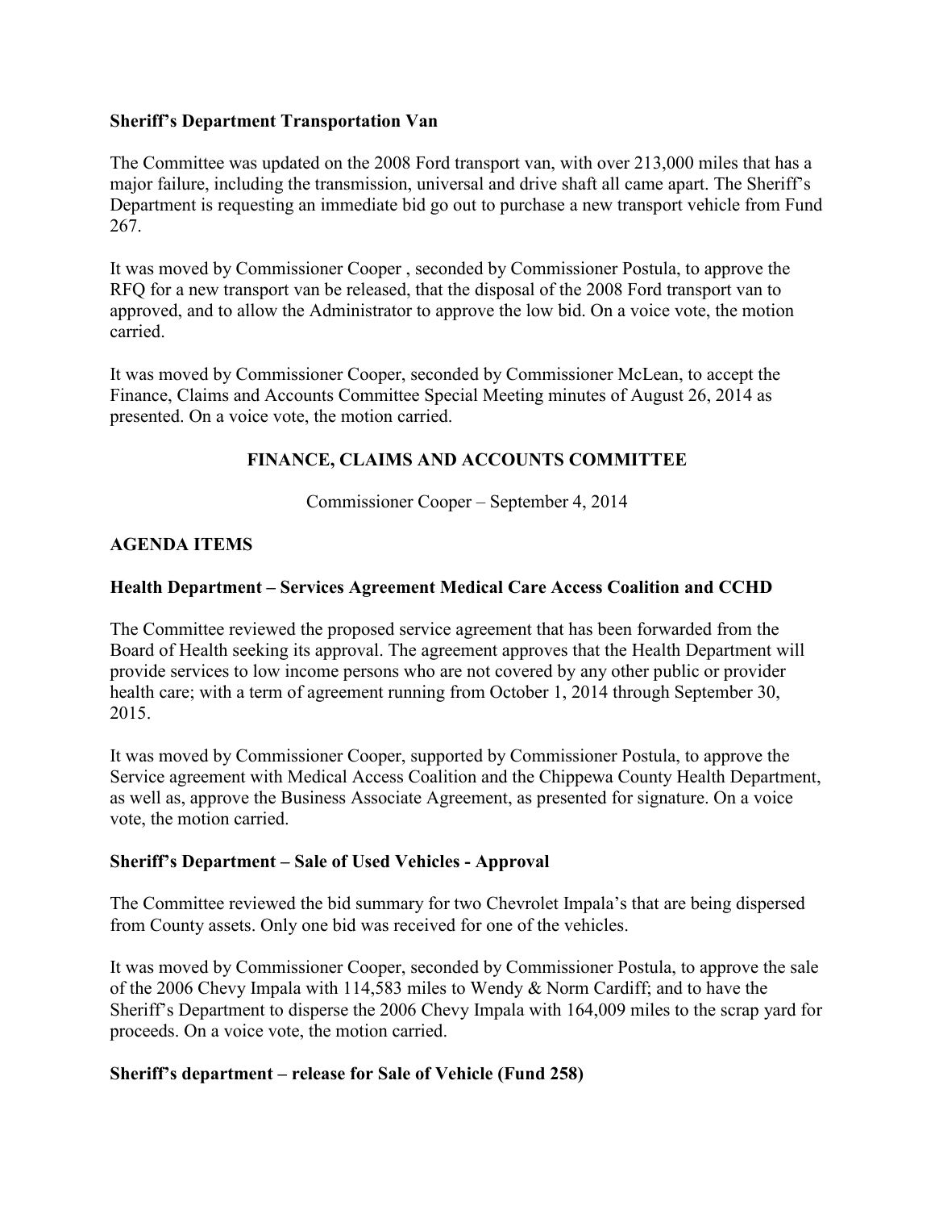**Sheriff's Department Transportation Van**

The Committee was updated on the 2008 Ford transport van, with over 213,000 miles that has a major failure, including the transmission, universal and drive shaft all came apart. The Sheriff's Department is requesting an immediate bid go out to purchase a new transport vehicle from Fund 267.

It was moved by Commissioner Cooper , seconded by Commissioner Postula, to approve the RFQ for a new transport van be released, that the disposal of the 2008 Ford transport van to approved, and to allow the Administrator to approve the low bid. On a voice vote, the motion carried.

It was moved by Commissioner Cooper, seconded by Commissioner McLean, to accept the Finance, Claims and Accounts Committee Special Meeting minutes of August 26, 2014 as presented. On a voice vote, the motion carried.

## FINANCE, CLAIMS AND ACCOUNTS COMMITTEE

Commissioner Cooper – September 4, 2014

**AGENDA ITEMS**

**Health Department – Services Agreement Medical Care Access Coalition and CCHD**

The Committee reviewed the proposed service agreement that has been forwarded from the Board of Health seeking its approval. The agreement approves that the Health Department will provide services to low income persons who are not covered by any other public or provider health care; with a term of agreement running from October 1, 2014 through September 30, 2015.

It was moved by Commissioner Cooper, supported by Commissioner Postula, to approve the Service agreement with Medical Access Coalition and the Chippewa County Health Department, as well as, approve the Business Associate Agreement, as presented for signature. On a voice vote, the motion carried.

**Sheriff's Department – Sale of Used Vehicles - Approval**

The Committee reviewed the bid summary for two Chevrolet Impala's that are being dispersed from County assets. Only one bid was received for one of the vehicles.

It was moved by Commissioner Cooper, seconded by Commissioner Postula, to approve the sale of the 2006 Chevy Impala with 114,583 miles to Wendy & Norm Cardiff; and to have the Sheriff's Department to disperse the 2006 Chevy Impala with 164,009 miles to the scrap yard for proceeds. On a voice vote, the motion carried.

**Sheriff's department – release for Sale of Vehicle (Fund 258)**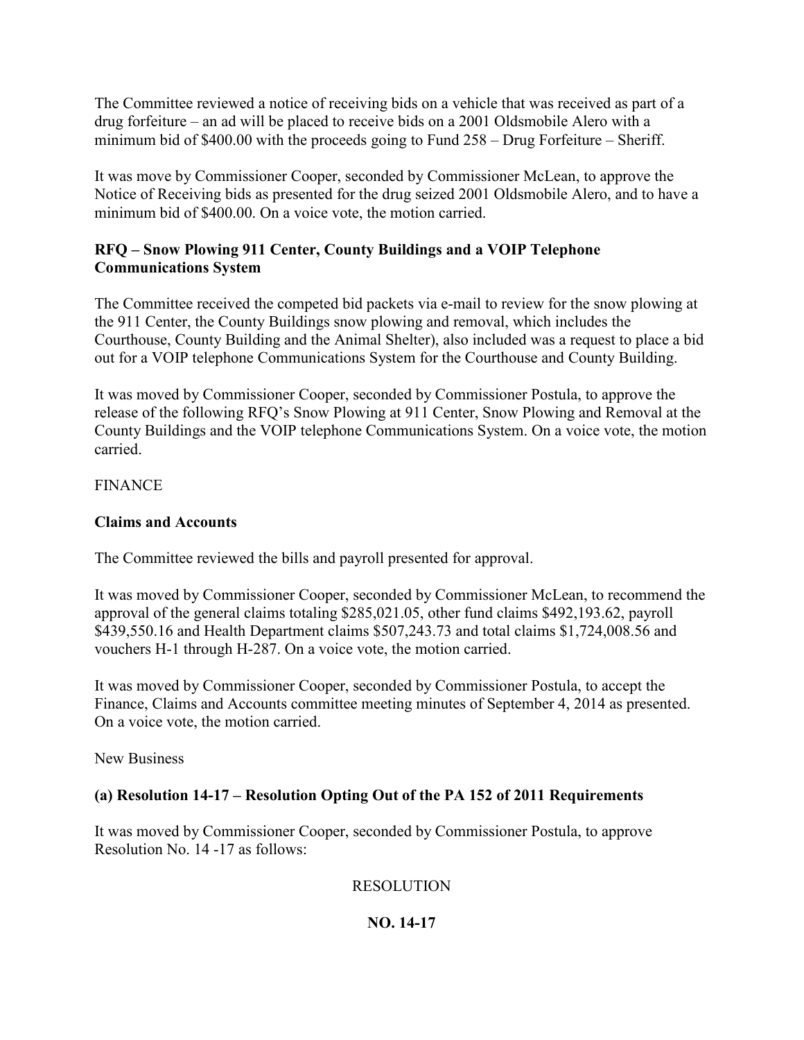The Committee reviewed a notice of receiving bids on a vehicle that was received as part of a drug forfeiture – an ad will be placed to receive bids on a 2001 Oldsmobile Alero with a minimum bid of $400.00 with the proceeds going to Fund 258 – Drug Forfeiture – Sheriff.

It was move by Commissioner Cooper, seconded by Commissioner McLean, to approve the Notice of Receiving bids as presented for the drug seized 2001 Oldsmobile Alero, and to have a minimum bid of $400.00. On a voice vote, the motion carried.

**RFQ – Snow Plowing 911 Center, County Buildings and a VOIP Telephone Communications System**

The Committee received the competed bid packets via e-mail to review for the snow plowing at the 911 Center, the County Buildings snow plowing and removal, which includes the Courthouse, County Building and the Animal Shelter), also included was a request to place a bid out for a VOIP telephone Communications System for the Courthouse and County Building.

It was moved by Commissioner Cooper, seconded by Commissioner Postula, to approve the release of the following RFQ's Snow Plowing at 911 Center, Snow Plowing and Removal at the County Buildings and the VOIP telephone Communications System. On a voice vote, the motion carried.

FINANCE

**Claims and Accounts**

The Committee reviewed the bills and payroll presented for approval.

It was moved by Commissioner Cooper, seconded by Commissioner McLean, to recommend the approval of the general claims totaling $285,021.05, other fund claims $492,193.62, payroll $439,550.16 and Health Department claims $507,243.73 and total claims $1,724,008.56 and vouchers H-1 through H-287. On a voice vote, the motion carried.

It was moved by Commissioner Cooper, seconded by Commissioner Postula, to accept the Finance, Claims and Accounts committee meeting minutes of September 4, 2014 as presented. On a voice vote, the motion carried.

New Business

**(a) Resolution 14-17 – Resolution Opting Out of the PA 152 of 2011 Requirements**

It was moved by Commissioner Cooper, seconded by Commissioner Postula, to approve Resolution No. 14 -17 as follows:

RESOLUTION

**NO. 14-17**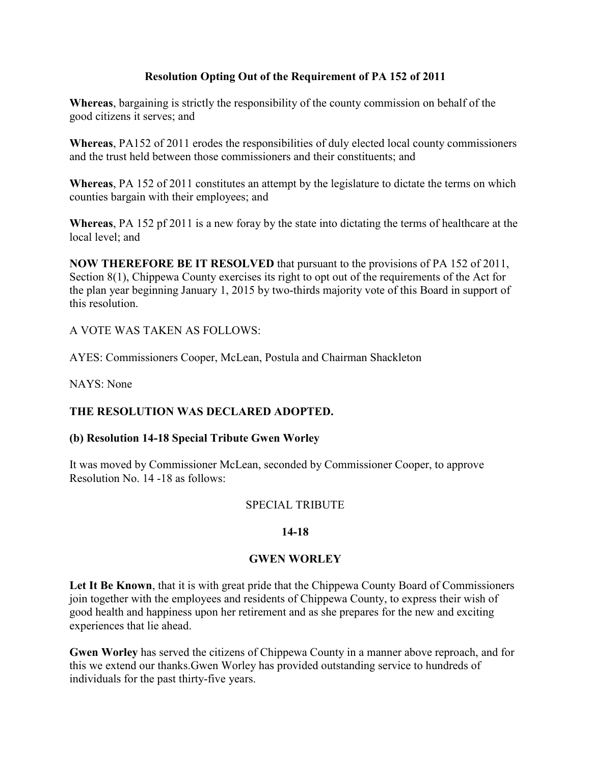## Resolution Opting Out of the Requirement of PA 152 of 2011

**Whereas**, bargaining is strictly the responsibility of the county commission on behalf of the good citizens it serves; and

**Whereas**, PA152 of 2011 erodes the responsibilities of duly elected local county commissioners and the trust held between those commissioners and their constituents; and

**Whereas**, PA 152 of 2011 constitutes an attempt by the legislature to dictate the terms on which counties bargain with their employees; and

**Whereas**, PA 152 pf 2011 is a new foray by the state into dictating the terms of healthcare at the local level; and

**NOW THEREFORE BE IT RESOLVED** that pursuant to the provisions of PA 152 of 2011, Section 8(1), Chippewa County exercises its right to opt out of the requirements of the Act for the plan year beginning January 1, 2015 by two-thirds majority vote of this Board in support of this resolution.

A VOTE WAS TAKEN AS FOLLOWS:

AYES: Commissioners Cooper, McLean, Postula and Chairman Shackleton

NAYS: None

**THE RESOLUTION WAS DECLARED ADOPTED.**

**(b) Resolution 14-18 Special Tribute Gwen Worley**

It was moved by Commissioner McLean, seconded by Commissioner Cooper, to approve Resolution No. 14 -18 as follows:

SPECIAL TRIBUTE

**14-18**

**GWEN WORLEY**

**Let It Be Known**, that it is with great pride that the Chippewa County Board of Commissioners join together with the employees and residents of Chippewa County, to express their wish of good health and happiness upon her retirement and as she prepares for the new and exciting experiences that lie ahead.

**Gwen Worley** has served the citizens of Chippewa County in a manner above reproach, and for this we extend our thanks.Gwen Worley has provided outstanding service to hundreds of individuals for the past thirty-five years.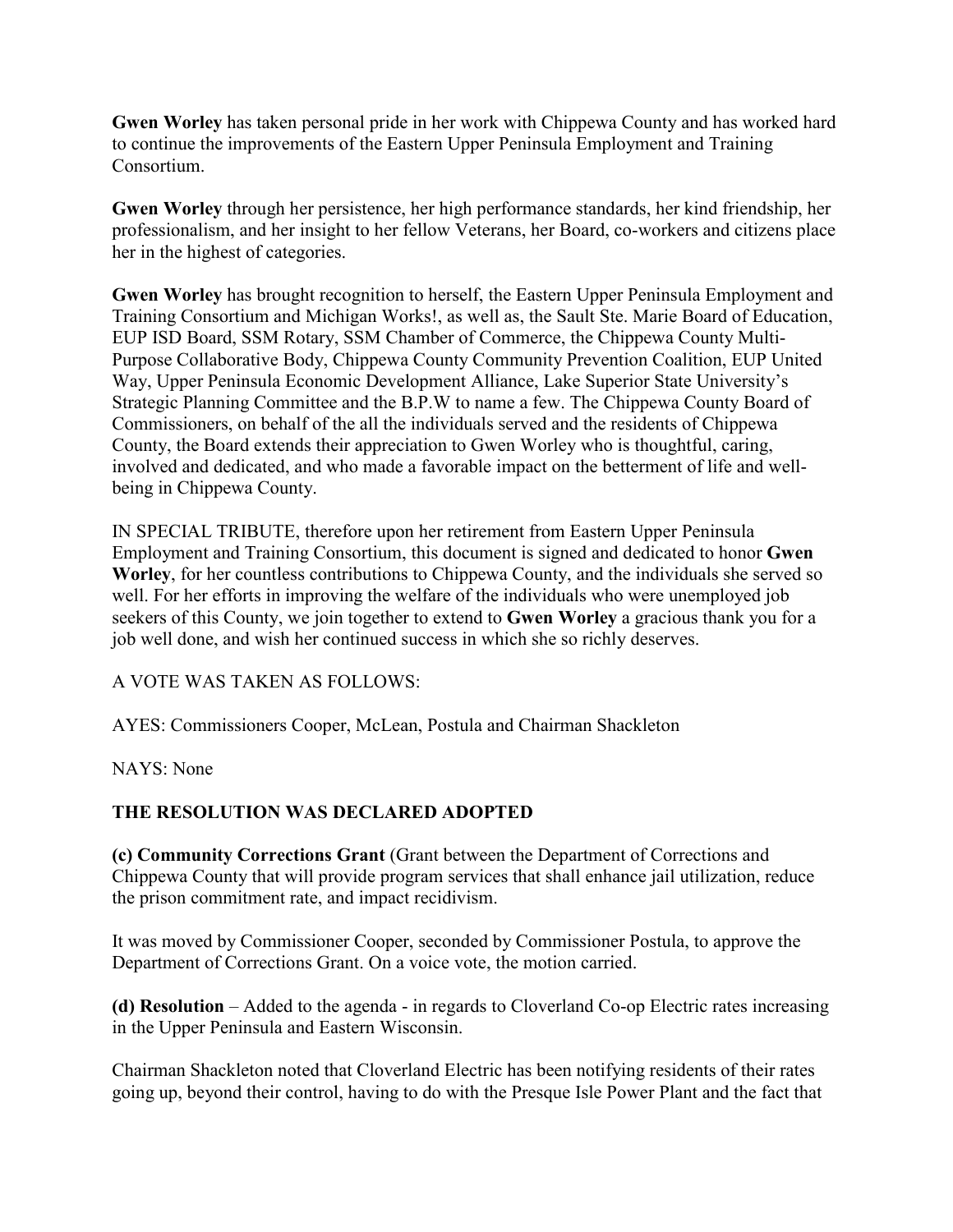**Gwen Worley** has taken personal pride in her work with Chippewa County and has worked hard to continue the improvements of the Eastern Upper Peninsula Employment and Training Consortium.

**Gwen Worley** through her persistence, her high performance standards, her kind friendship, her professionalism, and her insight to her fellow Veterans, her Board, co-workers and citizens place her in the highest of categories.

**Gwen Worley** has brought recognition to herself, the Eastern Upper Peninsula Employment and Training Consortium and Michigan Works!, as well as, the Sault Ste. Marie Board of Education, EUP ISD Board, SSM Rotary, SSM Chamber of Commerce, the Chippewa County Multi-Purpose Collaborative Body, Chippewa County Community Prevention Coalition, EUP United Way, Upper Peninsula Economic Development Alliance, Lake Superior State University's Strategic Planning Committee and the B.P.W to name a few. The Chippewa County Board of Commissioners, on behalf of the all the individuals served and the residents of Chippewa County, the Board extends their appreciation to Gwen Worley who is thoughtful, caring, involved and dedicated, and who made a favorable impact on the betterment of life and well-being in Chippewa County.

IN SPECIAL TRIBUTE, therefore upon her retirement from Eastern Upper Peninsula Employment and Training Consortium, this document is signed and dedicated to honor **Gwen Worley**, for her countless contributions to Chippewa County, and the individuals she served so well. For her efforts in improving the welfare of the individuals who were unemployed job seekers of this County, we join together to extend to **Gwen Worley** a gracious thank you for a job well done, and wish her continued success in which she so richly deserves.

A VOTE WAS TAKEN AS FOLLOWS:

AYES: Commissioners Cooper, McLean, Postula and Chairman Shackleton

NAYS: None

**THE RESOLUTION WAS DECLARED ADOPTED**

**(c) Community Corrections Grant** (Grant between the Department of Corrections and Chippewa County that will provide program services that shall enhance jail utilization, reduce the prison commitment rate, and impact recidivism.

It was moved by Commissioner Cooper, seconded by Commissioner Postula, to approve the Department of Corrections Grant. On a voice vote, the motion carried.

**(d) Resolution** – Added to the agenda - in regards to Cloverland Co-op Electric rates increasing in the Upper Peninsula and Eastern Wisconsin.

Chairman Shackleton noted that Cloverland Electric has been notifying residents of their rates going up, beyond their control, having to do with the Presque Isle Power Plant and the fact that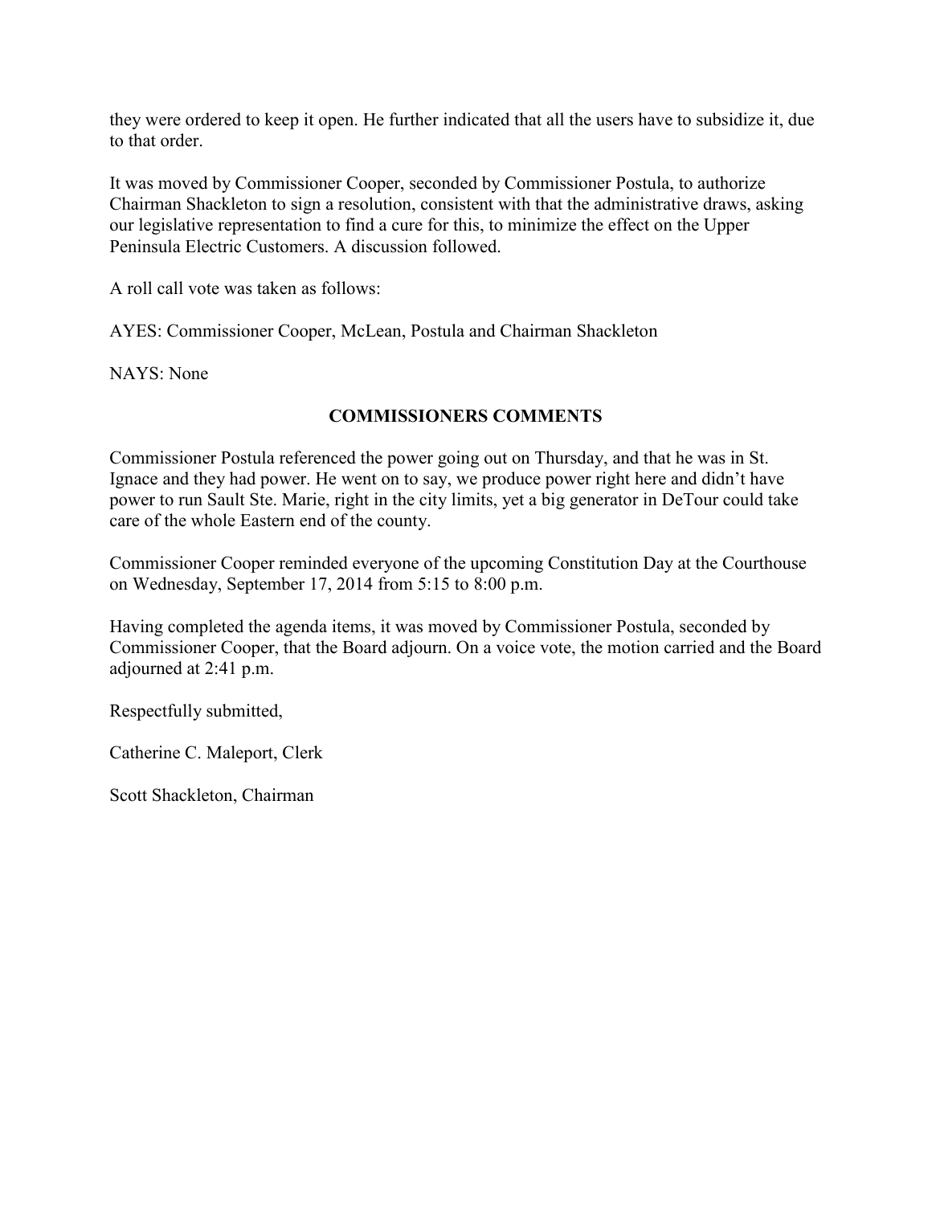they were ordered to keep it open. He further indicated that all the users have to subsidize it, due to that order.

It was moved by Commissioner Cooper, seconded by Commissioner Postula, to authorize Chairman Shackleton to sign a resolution, consistent with that the administrative draws, asking our legislative representation to find a cure for this, to minimize the effect on the Upper Peninsula Electric Customers. A discussion followed.

A roll call vote was taken as follows:

AYES: Commissioner Cooper, McLean, Postula and Chairman Shackleton

NAYS: None

## COMMISSIONERS COMMENTS

Commissioner Postula referenced the power going out on Thursday, and that he was in St. Ignace and they had power. He went on to say, we produce power right here and didn't have power to run Sault Ste. Marie, right in the city limits, yet a big generator in DeTour could take care of the whole Eastern end of the county.

Commissioner Cooper reminded everyone of the upcoming Constitution Day at the Courthouse on Wednesday, September 17, 2014 from 5:15 to 8:00 p.m.

Having completed the agenda items, it was moved by Commissioner Postula, seconded by Commissioner Cooper, that the Board adjourn. On a voice vote, the motion carried and the Board adjourned at 2:41 p.m.

Respectfully submitted,

Catherine C. Maleport, Clerk

Scott Shackleton, Chairman